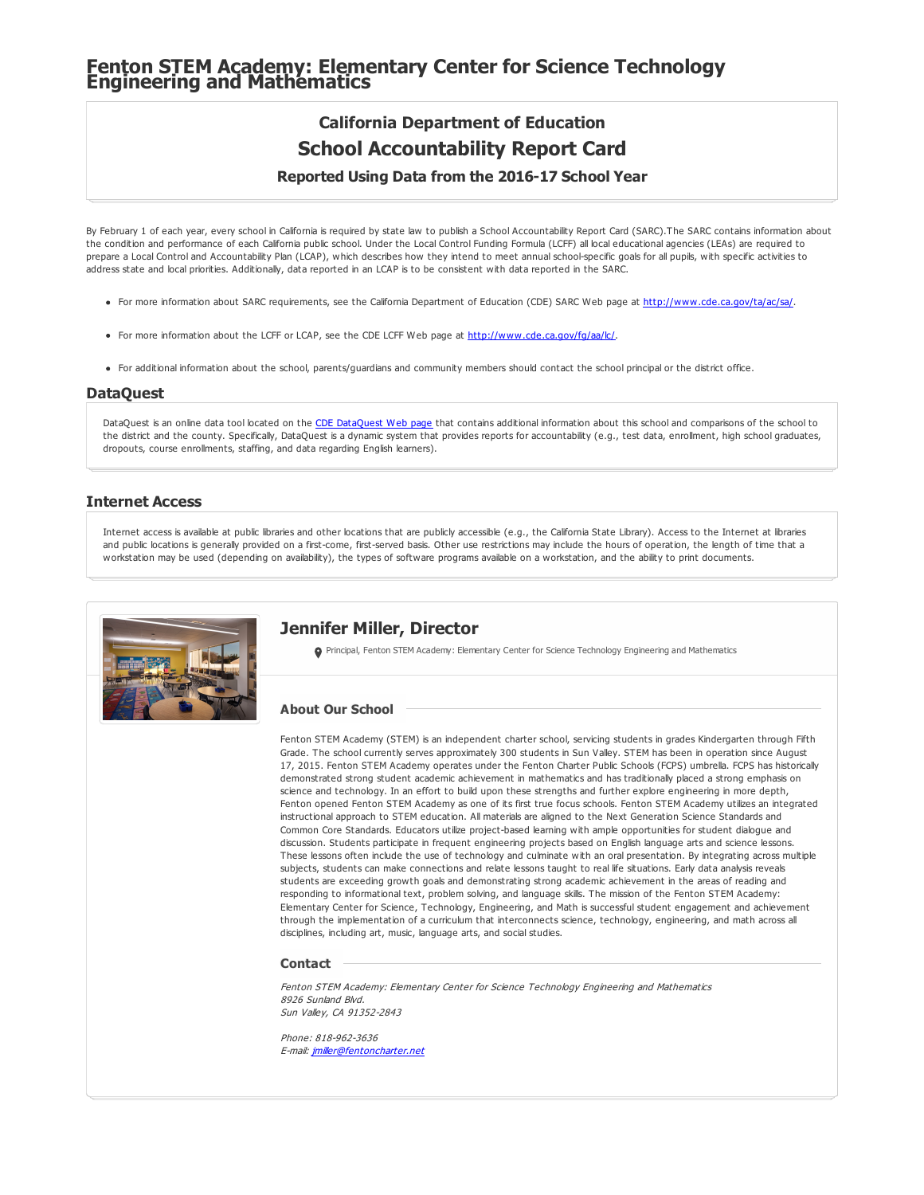# Fenton STEM Academy: Elementary Center for Science Technology Engineering and Mathematics

## California Department of Education

## School Accountability Report Card

### Reported Using Data from the 2016-17 School Year

By February 1 of each year, every school in California is required by state law to publish a School Accountability Report Card (SARC).The SARC contains information about the condition and performance of each California public school. Under the Local Control Funding Formula (LCFF) all local educational agencies (LEAs) are required to prepare a Local Control and Accountability Plan (LCAP), which describes how they intend to meet annual school-specific goals for all pupils, with specific activities to address state and local priorities. Additionally, data reported in an LCAP is to be consistent with data reported in the SARC.

- For more information about SARC requirements, see the California Department of Education (CDE) SARC Web page at http://www.cde.ca.gov/ta/ac/sa/.
- For more information about the LCFF or LCAP, see the CDE LCFF Web page at http://www.cde.ca.gov/fg/aa/lc/.
- For additional information about the school, parents/guardians and community members should contact the school principal or the district office.

## DataQuest

DataQuest is an online data tool located on the CDE DataQuest Web page that contains additional information about this school and comparisons of the school to the district and the county. Specifically, DataQuest is a dynamic system that provides reports for accountability (e.g., test data, enrollment, high school graduates, dropouts, course enrollments, staffing, and data regarding English learners).

## Internet Access

Internet access is available at public libraries and other locations that are publicly accessible (e.g., the California State Library). Access to the Internet at libraries and public locations is generally provided on a first-come, first-served basis. Other use restrictions may include the hours of operation, the length of time that a workstation may be used (depending on availability), the types of software programs available on a workstation, and the ability to print documents.

## Jennifer Miller, Director

Principal, Fenton STEM Academy: Elementary Center for Science Technology Engineering and Mathematics

### About Our School

Fenton STEM Academy (STEM) is an independent charter school, servicing students in grades Kindergarten through Fifth Grade. The school currently serves approximately 300 students in Sun Valley. STEM has been in operation since August 17, 2015. Fenton STEM Academy operates under the Fenton Charter Public Schools (FCPS) umbrella. FCPS has historically demonstrated strong student academic achievement in mathematics and has traditionally placed a strong emphasis on science and technology. In an effort to build upon these strengths and further explore engineering in more depth, Fenton opened Fenton STEM Academy as one of its first true focus schools. Fenton STEM Academy utilizes an integrated instructional approach to STEM education. All materials are aligned to the Next Generation Science Standards and Common Core Standards. Educators utilize project-based learning with ample opportunities for student dialogue and discussion. Students participate in frequent engineering projects based on English language arts and science lessons. These lessons often include the use of technology and culminate with an oral presentation. By integrating across multiple subjects, students can make connections and relate lessons taught to real life situations. Early data analysis reveals students are exceeding growth goals and demonstrating strong academic achievement in the areas of reading and responding to informational text, problem solving, and language skills. The mission of the Fenton STEM Academy: Elementary Center for Science, Technology, Engineering, and Math is successful student engagement and achievement through the implementation of a curriculum that interconnects science, technology, engineering, and math across all disciplines, including art, music, language arts, and social studies.

### Contact

*Fenton STEM Academy: Elementary Center for Science Technology Engineering and Mathematics*
*8926 Sunland Blvd.*
*Sun Valley, CA 91352-2843*

*Phone: 818-962-3636*
*E-mail: jmiller@fentoncharter.net*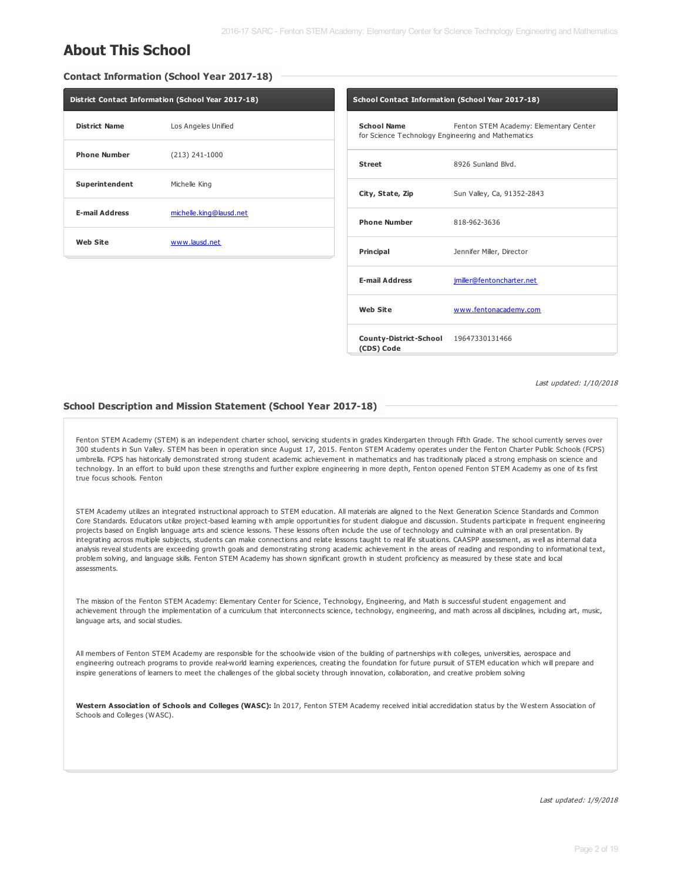# About This School

### Contact Information (School Year 2017-18)

| District Contact Information (School Year 2017-18) | |
|---|---|
| **District Name** | Los Angeles Unified |
| **Phone Number** | (213) 241-1000 |
| **Superintendent** | Michelle King |
| **E-mail Address** | michelle.king@lausd.net |
| **Web Site** | www.lausd.net |

| School Contact Information (School Year 2017-18) | |
|---|---|
| **School Name** | Fenton STEM Academy: Elementary Center for Science Technology Engineering and Mathematics |
| **Street** | 8926 Sunland Blvd. |
| **City, State, Zip** | Sun Valley, Ca, 91352-2843 |
| **Phone Number** | 818-962-3636 |
| **Principal** | Jennifer Miller, Director |
| **E-mail Address** | jmiller@fentoncharter.net |
| **Web Site** | www.fentonacademy.com |
| **County-District-School (CDS) Code** | 19647330131466 |

*Last updated: 1/10/2018*

### School Description and Mission Statement (School Year 2017-18)

Fenton STEM Academy (STEM) is an independent charter school, servicing students in grades Kindergarten through Fifth Grade. The school currently serves over 300 students in Sun Valley. STEM has been in operation since August 17, 2015. Fenton STEM Academy operates under the Fenton Charter Public Schools (FCPS) umbrella. FCPS has historically demonstrated strong student academic achievement in mathematics and has traditionally placed a strong emphasis on science and technology. In an effort to build upon these strengths and further explore engineering in more depth, Fenton opened Fenton STEM Academy as one of its first true focus schools. Fenton

STEM Academy utilizes an integrated instructional approach to STEM education. All materials are aligned to the Next Generation Science Standards and Common Core Standards. Educators utilize project-based learning with ample opportunities for student dialogue and discussion. Students participate in frequent engineering projects based on English language arts and science lessons. These lessons often include the use of technology and culminate with an oral presentation. By integrating across multiple subjects, students can make connections and relate lessons taught to real life situations. CAASPP assessment, as well as internal data analysis reveal students are exceeding growth goals and demonstrating strong academic achievement in the areas of reading and responding to informational text, problem solving, and language skills. Fenton STEM Academy has shown significant growth in student proficiency as measured by these state and local assessments.

The mission of the Fenton STEM Academy: Elementary Center for Science, Technology, Engineering, and Math is successful student engagement and achievement through the implementation of a curriculum that interconnects science, technology, engineering, and math across all disciplines, including art, music, language arts, and social studies.

All members of Fenton STEM Academy are responsible for the schoolwide vision of the building of partnerships with colleges, universities, aerospace and engineering outreach programs to provide real-world learning experiences, creating the foundation for future pursuit of STEM education which will prepare and inspire generations of learners to meet the challenges of the global society through innovation, collaboration, and creative problem solving

**Western Association of Schools and Colleges (WASC):** In 2017, Fenton STEM Academy received initial accredidation status by the Western Association of Schools and Colleges (WASC).

*Last updated: 1/9/2018*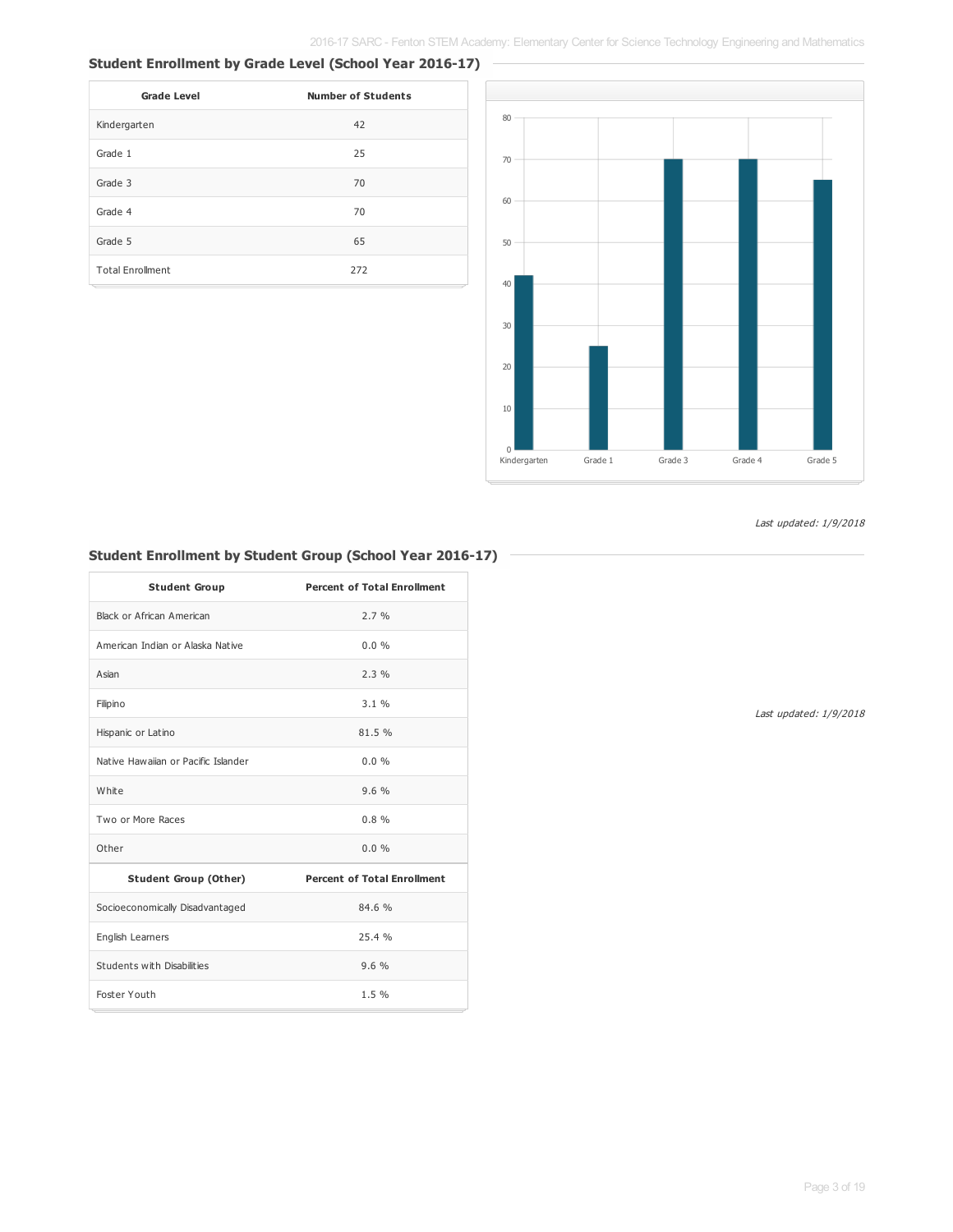## Student Enrollment by Grade Level (School Year 2016-17)

| Grade Level | Number of Students |
|---|---|
| Kindergarten | 42 |
| Grade 1 | 25 |
| Grade 3 | 70 |
| Grade 4 | 70 |
| Grade 5 | 65 |
| Total Enrollment | 272 |

*Last updated: 1/9/2018*

## Student Enrollment by Student Group (School Year 2016-17)

| Student Group | Percent of Total Enrollment |
|---|---|
| Black or African American | 2.7 % |
| American Indian or Alaska Native | 0.0 % |
| Asian | 2.3 % |
| Filipino | 3.1 % |
| Hispanic or Latino | 81.5 % |
| Native Hawaiian or Pacific Islander | 0.0 % |
| White | 9.6 % |
| Two or More Races | 0.8 % |
| Other | 0.0 % |
| **Student Group (Other)** | **Percent of Total Enrollment** |
| Socioeconomically Disadvantaged | 84.6 % |
| English Learners | 25.4 % |
| Students with Disabilities | 9.6 % |
| Foster Youth | 1.5 % |

*Last updated: 1/9/2018*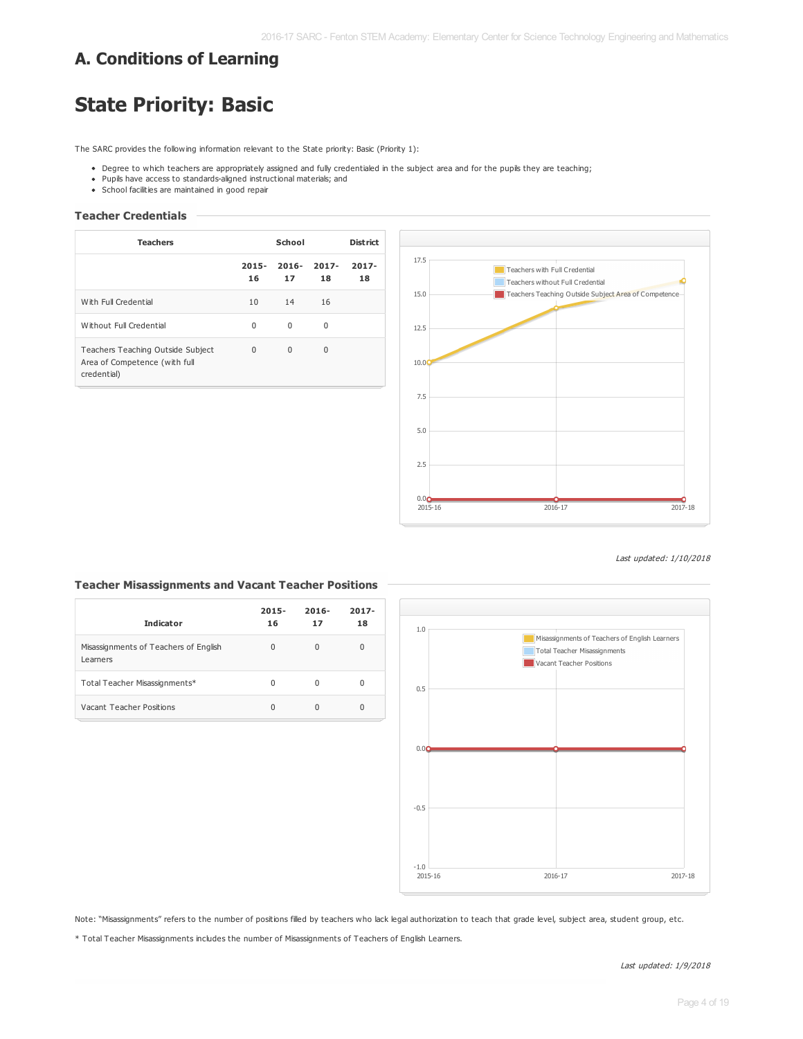# A. Conditions of Learning

# State Priority: Basic

The SARC provides the following information relevant to the State priority: Basic (Priority 1):

- Degree to which teachers are appropriately assigned and fully credentialed in the subject area and for the pupils they are teaching;
- Pupils have access to standards-aligned instructional materials; and
- School facilities are maintained in good repair

### Teacher Credentials

| Teachers | School | | | District |
|---|---|---|---|---|
| | 2015-16 | 2016-17 | 2017-18 | 2017-18 |
| With Full Credential | 10 | 14 | 16 | |
| Without Full Credential | 0 | 0 | 0 | |
| Teachers Teaching Outside Subject Area of Competence (with full credential) | 0 | 0 | 0 | |

*Last updated: 1/10/2018*

### Teacher Misassignments and Vacant Teacher Positions

| Indicator | 2015-16 | 2016-17 | 2017-18 |
|---|---|---|---|
| Misassignments of Teachers of English Learners | 0 | 0 | 0 |
| Total Teacher Misassignments* | 0 | 0 | 0 |
| Vacant Teacher Positions | 0 | 0 | 0 |

Note: "Misassignments" refers to the number of positions filled by teachers who lack legal authorization to teach that grade level, subject area, student group, etc.

* Total Teacher Misassignments includes the number of Misassignments of Teachers of English Learners.

*Last updated: 1/9/2018*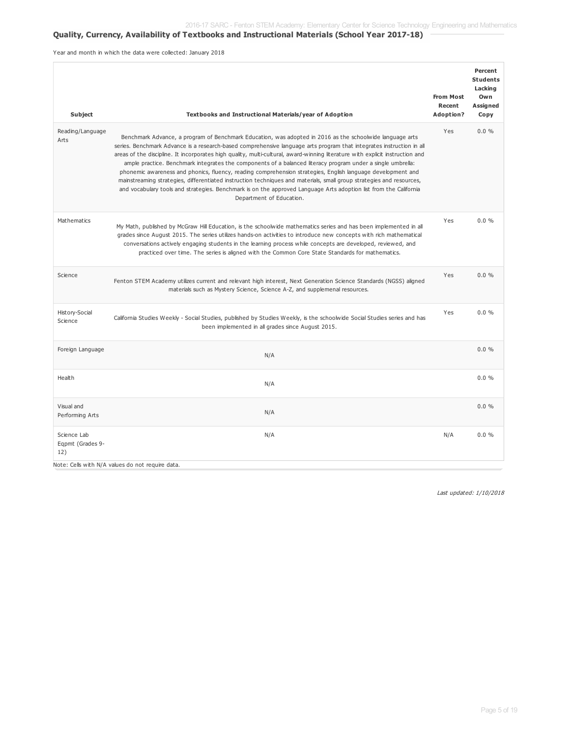## Quality, Currency, Availability of Textbooks and Instructional Materials (School Year 2017-18)

Year and month in which the data were collected: January 2018

| Subject | Textbooks and Instructional Materials/year of Adoption | From Most Recent Adoption? | Percent Students Lacking Own Assigned Copy |
|---|---|---|---|
| Reading/Language Arts | Benchmark Advance, a program of Benchmark Education, was adopted in 2016 as the schoolwide language arts series. Benchmark Advance is a research-based comprehensive language arts program that integrates instruction in all areas of the discipline. It incorporates high quality, multi-cultural, award-winning literature with explicit instruction and ample practice. Benchmark integrates the components of a balanced literacy program under a single umbrella: phonemic awareness and phonics, fluency, reading comprehension strategies, English language development and mainstreaming strategies, differentiated instruction techniques and materials, small group strategies and resources, and vocabulary tools and strategies. Benchmark is on the approved Language Arts adoption list from the California Department of Education. | Yes | 0.0 % |
| Mathematics | My Math, published by McGraw Hill Education, is the schoolwide mathematics series and has been implemented in all grades since August 2015. The series utilizes hands-on activities to introduce new concepts with rich mathematical conversations actively engaging students in the learning process while concepts are developed, reviewed, and practiced over time. The series is aligned with the Common Core State Standards for mathematics. | Yes | 0.0 % |
| Science | Fenton STEM Academy utilizes current and relevant high interest, Next Generation Science Standards (NGSS) aligned materials such as Mystery Science, Science A-Z, and supplemenal resources. | Yes | 0.0 % |
| History-Social Science | California Studies Weekly - Social Studies, published by Studies Weekly, is the schoolwide Social Studies series and has been implemented in all grades since August 2015. | Yes | 0.0 % |
| Foreign Language | N/A | | 0.0 % |
| Health | N/A | | 0.0 % |
| Visual and Performing Arts | N/A | | 0.0 % |
| Science Lab Eqpmt (Grades 9-12) | N/A | N/A | 0.0 % |

Note: Cells with N/A values do not require data.

*Last updated: 1/10/2018*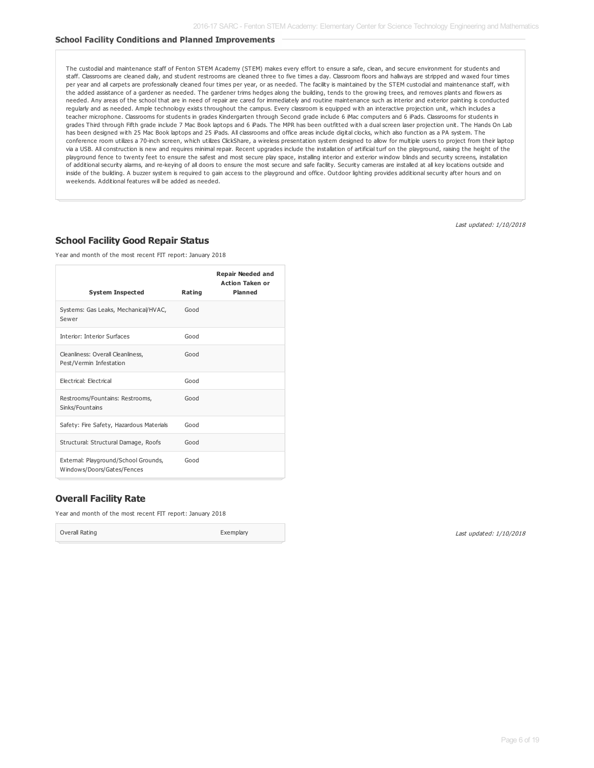### School Facility Conditions and Planned Improvements

The custodial and maintenance staff of Fenton STEM Academy (STEM) makes every effort to ensure a safe, clean, and secure environment for students and staff. Classrooms are cleaned daily, and student restrooms are cleaned three to five times a day. Classroom floors and hallways are stripped and waxed four times per year and all carpets are professionally cleaned four times per year, or as needed. The facility is maintained by the STEM custodial and maintenance staff, with the added assistance of a gardener as needed. The gardener trims hedges along the building, tends to the growing trees, and removes plants and flowers as needed. Any areas of the school that are in need of repair are cared for immediately and routine maintenance such as interior and exterior painting is conducted regularly and as needed. Ample technology exists throughout the campus. Every classroom is equipped with an interactive projection unit, which includes a teacher microphone. Classrooms for students in grades Kindergarten through Second grade include 6 iMac computers and 6 iPads. Classrooms for students in grades Third through Fifth grade include 7 Mac Book laptops and 6 iPads. The MPR has been outfitted with a dual screen laser projection unit. The Hands On Lab has been designed with 25 Mac Book laptops and 25 iPads. All classrooms and office areas include digital clocks, which also function as a PA system. The conference room utilizes a 70-inch screen, which utilizes ClickShare, a wireless presentation system designed to allow for multiple users to project from their laptop via a USB. All construction is new and requires minimal repair. Recent upgrades include the installation of artificial turf on the playground, raising the height of the playground fence to twenty feet to ensure the safest and most secure play space, installing interior and exterior window blinds and security screens, installation of additional security alarms, and re-keying of all doors to ensure the most secure and safe facility. Security cameras are installed at all key locations outside and inside of the building. A buzzer system is required to gain access to the playground and office. Outdoor lighting provides additional security after hours and on weekends. Additional features will be added as needed.

*Last updated: 1/10/2018*

## School Facility Good Repair Status

Year and month of the most recent FIT report: January 2018

| System Inspected | Rating | Repair Needed and Action Taken or Planned |
|---|---|---|
| Systems: Gas Leaks, Mechanical/HVAC, Sewer | Good | |
| Interior: Interior Surfaces | Good | |
| Cleanliness: Overall Cleanliness, Pest/Vermin Infestation | Good | |
| Electrical: Electrical | Good | |
| Restrooms/Fountains: Restrooms, Sinks/Fountains | Good | |
| Safety: Fire Safety, Hazardous Materials | Good | |
| Structural: Structural Damage, Roofs | Good | |
| External: Playground/School Grounds, Windows/Doors/Gates/Fences | Good | |

## Overall Facility Rate

Year and month of the most recent FIT report: January 2018

| Overall Rating | Exemplary |
|---|---|

*Last updated: 1/10/2018*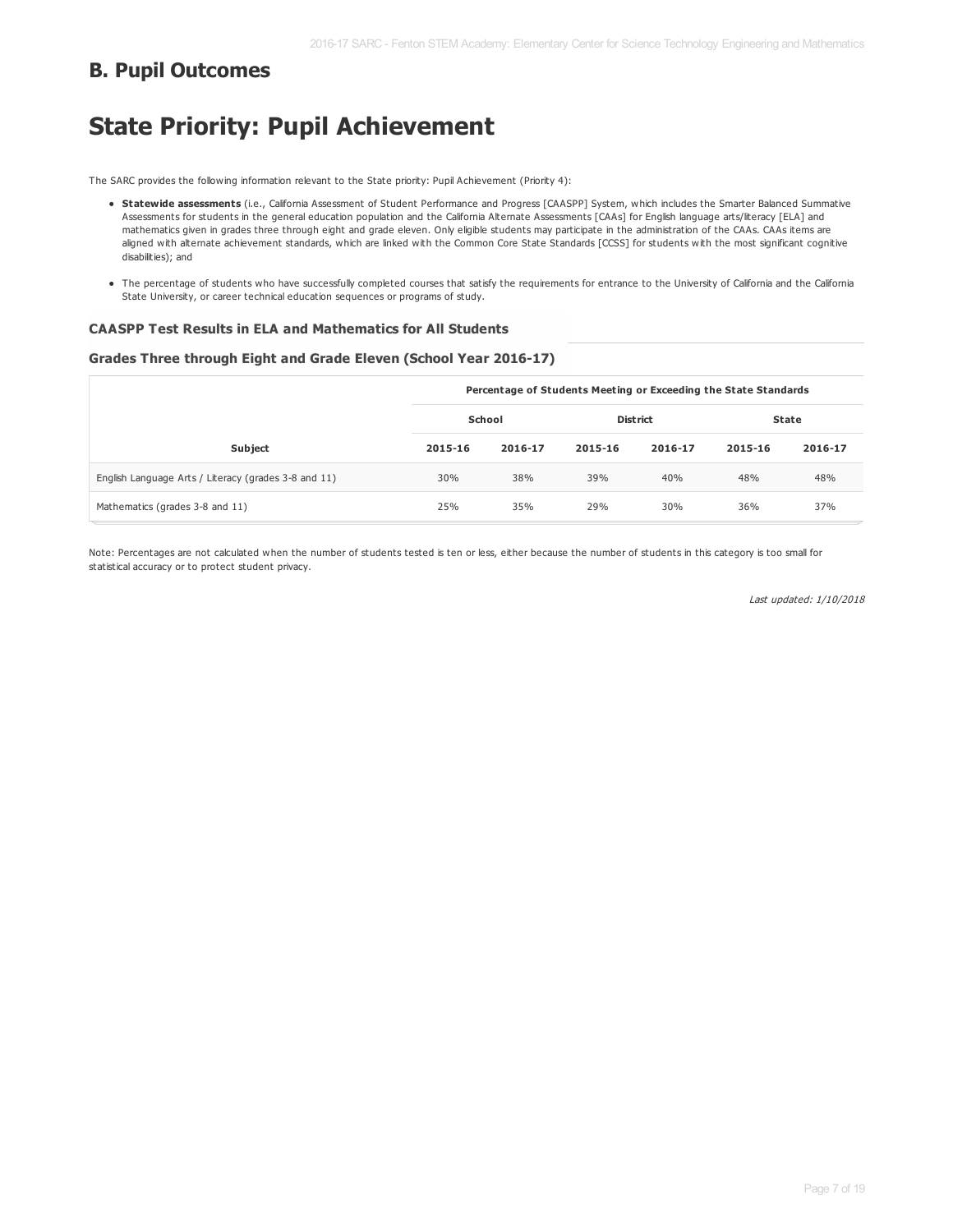## B. Pupil Outcomes

# State Priority: Pupil Achievement

The SARC provides the following information relevant to the State priority: Pupil Achievement (Priority 4):

- **Statewide assessments** (i.e., California Assessment of Student Performance and Progress [CAASPP] System, which includes the Smarter Balanced Summative Assessments for students in the general education population and the California Alternate Assessments [CAAs] for English language arts/literacy [ELA] and mathematics given in grades three through eight and grade eleven. Only eligible students may participate in the administration of the CAAs. CAAs items are aligned with alternate achievement standards, which are linked with the Common Core State Standards [CCSS] for students with the most significant cognitive disabilities); and
- The percentage of students who have successfully completed courses that satisfy the requirements for entrance to the University of California and the California State University, or career technical education sequences or programs of study.

### CAASPP Test Results in ELA and Mathematics for All Students

### Grades Three through Eight and Grade Eleven (School Year 2016-17)

| | Percentage of Students Meeting or Exceeding the State Standards | | | | | |
|---|---|---|---|---|---|---|
| | School | | District | | State | |
| Subject | 2015-16 | 2016-17 | 2015-16 | 2016-17 | 2015-16 | 2016-17 |
| English Language Arts / Literacy (grades 3-8 and 11) | 30% | 38% | 39% | 40% | 48% | 48% |
| Mathematics (grades 3-8 and 11) | 25% | 35% | 29% | 30% | 36% | 37% |

Note: Percentages are not calculated when the number of students tested is ten or less, either because the number of students in this category is too small for statistical accuracy or to protect student privacy.

*Last updated: 1/10/2018*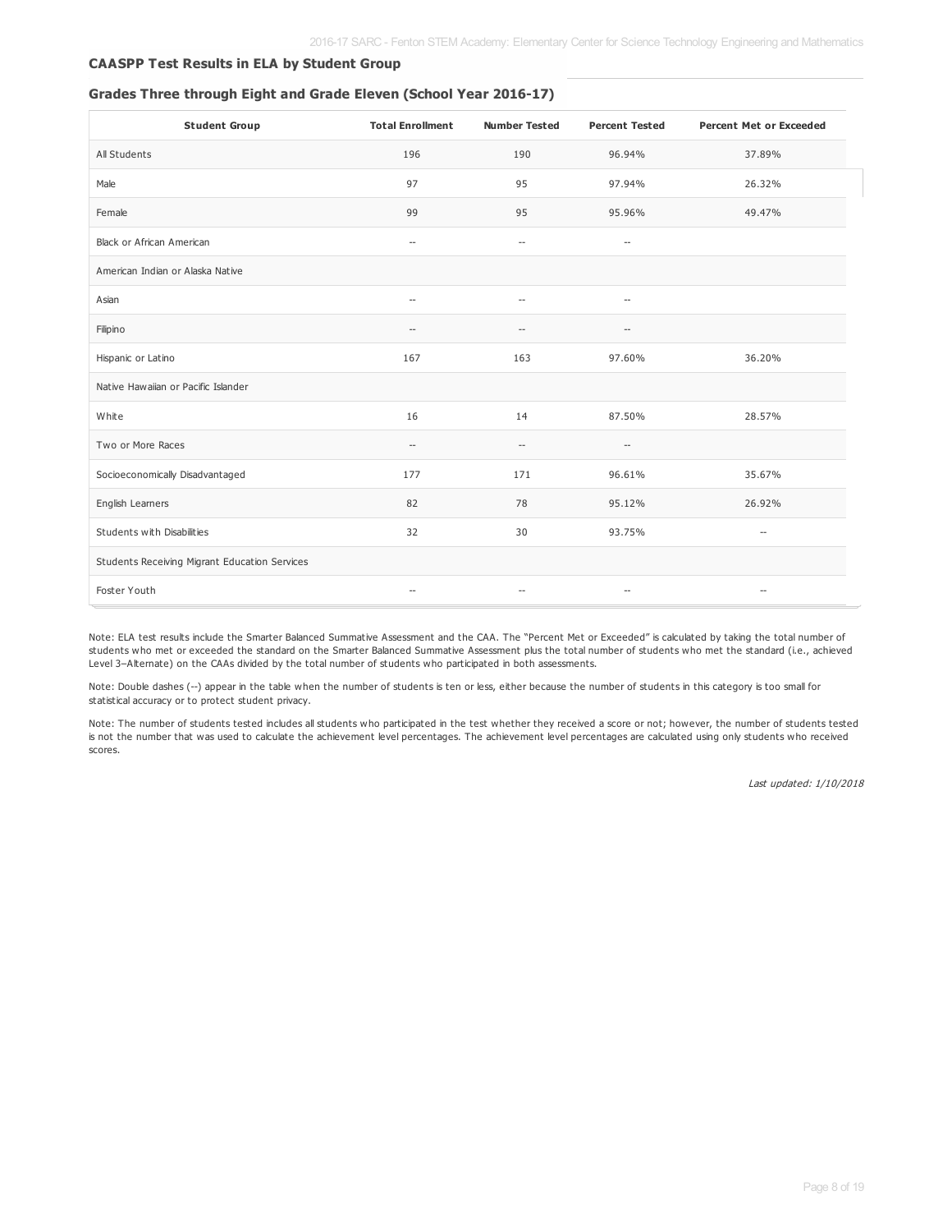### CAASPP Test Results in ELA by Student Group

#### Grades Three through Eight and Grade Eleven (School Year 2016-17)

| Student Group | Total Enrollment | Number Tested | Percent Tested | Percent Met or Exceeded |
|---|---|---|---|---|
| All Students | 196 | 190 | 96.94% | 37.89% |
| Male | 97 | 95 | 97.94% | 26.32% |
| Female | 99 | 95 | 95.96% | 49.47% |
| Black or African American | -- | -- | -- | |
| American Indian or Alaska Native | | | | |
| Asian | -- | -- | -- | |
| Filipino | -- | -- | -- | |
| Hispanic or Latino | 167 | 163 | 97.60% | 36.20% |
| Native Hawaiian or Pacific Islander | | | | |
| White | 16 | 14 | 87.50% | 28.57% |
| Two or More Races | -- | -- | -- | |
| Socioeconomically Disadvantaged | 177 | 171 | 96.61% | 35.67% |
| English Learners | 82 | 78 | 95.12% | 26.92% |
| Students with Disabilities | 32 | 30 | 93.75% | -- |
| Students Receiving Migrant Education Services | | | | |
| Foster Youth | -- | -- | -- | -- |

Note: ELA test results include the Smarter Balanced Summative Assessment and the CAA. The "Percent Met or Exceeded" is calculated by taking the total number of students who met or exceeded the standard on the Smarter Balanced Summative Assessment plus the total number of students who met the standard (i.e., achieved Level 3–Alternate) on the CAAs divided by the total number of students who participated in both assessments.

Note: Double dashes (--) appear in the table when the number of students is ten or less, either because the number of students in this category is too small for statistical accuracy or to protect student privacy.

Note: The number of students tested includes all students who participated in the test whether they received a score or not; however, the number of students tested is not the number that was used to calculate the achievement level percentages. The achievement level percentages are calculated using only students who received scores.

*Last updated: 1/10/2018*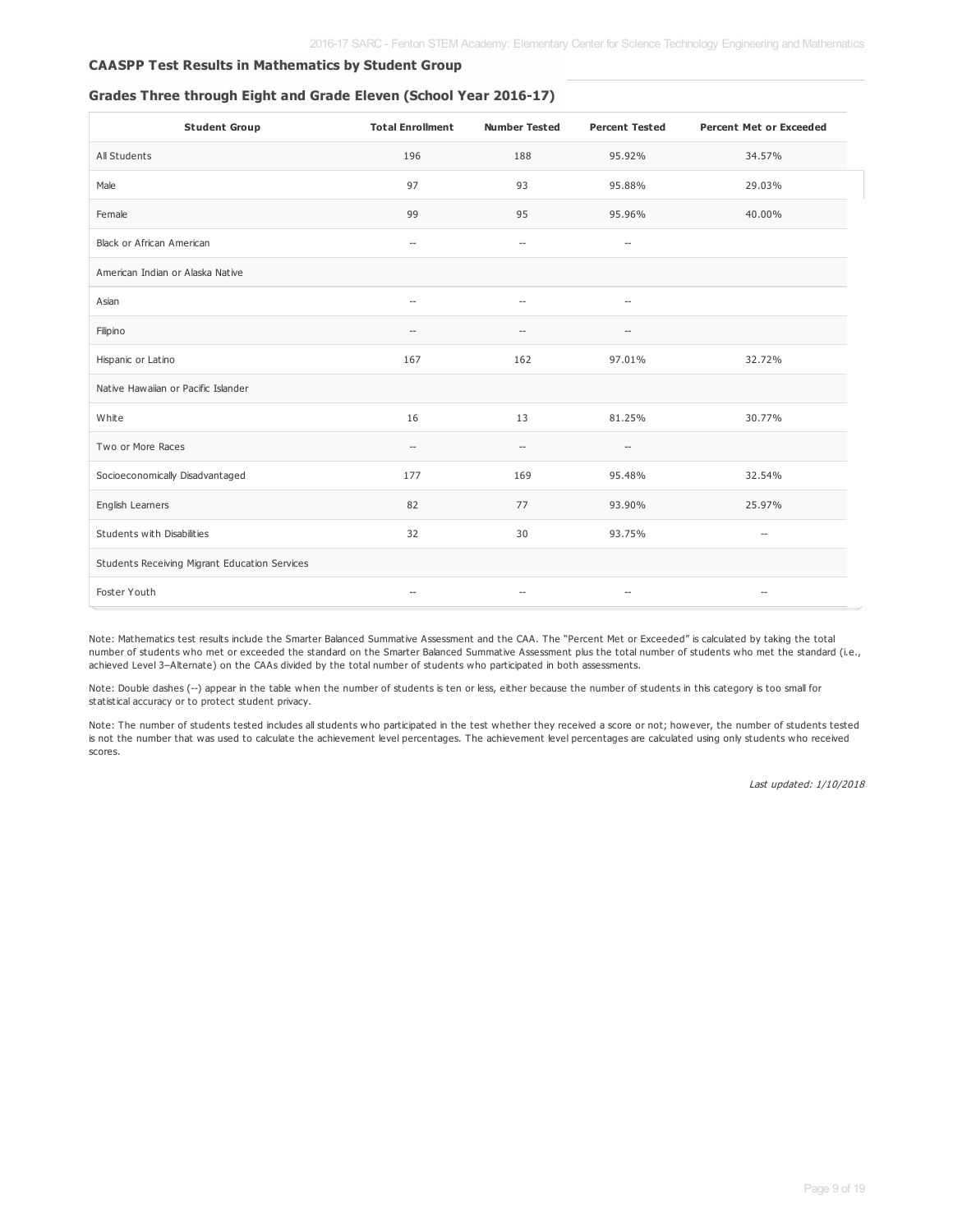### CAASPP Test Results in Mathematics by Student Group

#### Grades Three through Eight and Grade Eleven (School Year 2016-17)

| Student Group | Total Enrollment | Number Tested | Percent Tested | Percent Met or Exceeded |
|---|---|---|---|---|
| All Students | 196 | 188 | 95.92% | 34.57% |
| Male | 97 | 93 | 95.88% | 29.03% |
| Female | 99 | 95 | 95.96% | 40.00% |
| Black or African American | -- | -- | -- | |
| American Indian or Alaska Native | | | | |
| Asian | -- | -- | -- | |
| Filipino | -- | -- | -- | |
| Hispanic or Latino | 167 | 162 | 97.01% | 32.72% |
| Native Hawaiian or Pacific Islander | | | | |
| White | 16 | 13 | 81.25% | 30.77% |
| Two or More Races | -- | -- | -- | |
| Socioeconomically Disadvantaged | 177 | 169 | 95.48% | 32.54% |
| English Learners | 82 | 77 | 93.90% | 25.97% |
| Students with Disabilities | 32 | 30 | 93.75% | -- |
| Students Receiving Migrant Education Services | | | | |
| Foster Youth | -- | -- | -- | -- |

Note: Mathematics test results include the Smarter Balanced Summative Assessment and the CAA. The "Percent Met or Exceeded" is calculated by taking the total number of students who met or exceeded the standard on the Smarter Balanced Summative Assessment plus the total number of students who met the standard (i.e., achieved Level 3–Alternate) on the CAAs divided by the total number of students who participated in both assessments.

Note: Double dashes (--) appear in the table when the number of students is ten or less, either because the number of students in this category is too small for statistical accuracy or to protect student privacy.

Note: The number of students tested includes all students who participated in the test whether they received a score or not; however, the number of students tested is not the number that was used to calculate the achievement level percentages. The achievement level percentages are calculated using only students who received scores.

*Last updated: 1/10/2018*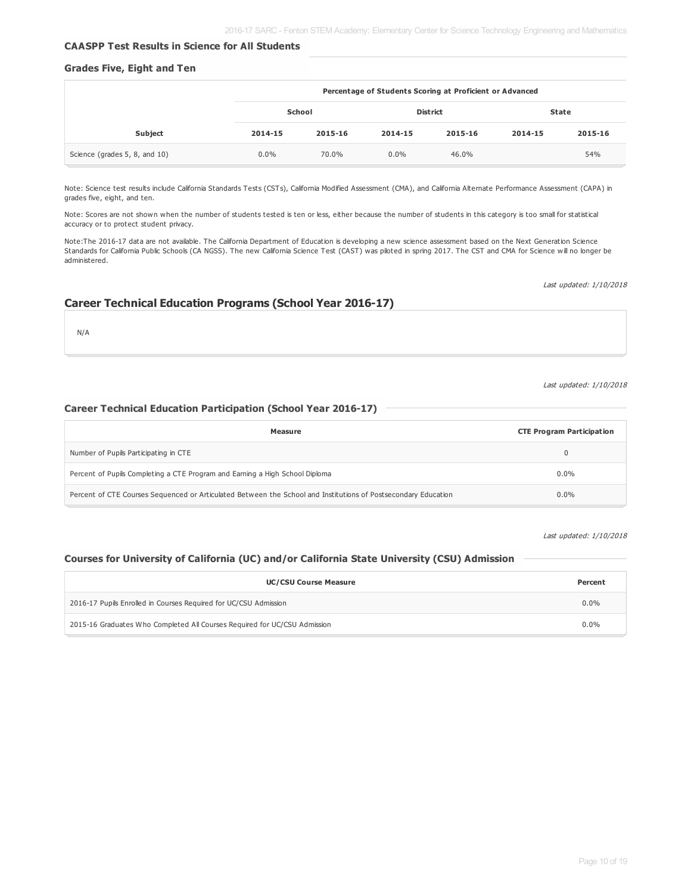### CAASPP Test Results in Science for All Students

#### Grades Five, Eight and Ten

| | Percentage of Students Scoring at Proficient or Advanced | | | | | |
|---|---|---|---|---|---|---|
| | School | | District | | State | |
| Subject | 2014-15 | 2015-16 | 2014-15 | 2015-16 | 2014-15 | 2015-16 |
| Science (grades 5, 8, and 10) | 0.0% | 70.0% | 0.0% | 46.0% | | 54% |

Note: Science test results include California Standards Tests (CSTs), California Modified Assessment (CMA), and California Alternate Performance Assessment (CAPA) in grades five, eight, and ten.

Note: Scores are not shown when the number of students tested is ten or less, either because the number of students in this category is too small for statistical accuracy or to protect student privacy.

Note:The 2016-17 data are not available. The California Department of Education is developing a new science assessment based on the Next Generation Science Standards for California Public Schools (CA NGSS). The new California Science Test (CAST) was piloted in spring 2017. The CST and CMA for Science will no longer be administered.

*Last updated: 1/10/2018*

## Career Technical Education Programs (School Year 2016-17)

N/A

*Last updated: 1/10/2018*

### Career Technical Education Participation (School Year 2016-17)

| Measure | CTE Program Participation |
|---|---|
| Number of Pupils Participating in CTE | 0 |
| Percent of Pupils Completing a CTE Program and Earning a High School Diploma | 0.0% |
| Percent of CTE Courses Sequenced or Articulated Between the School and Institutions of Postsecondary Education | 0.0% |

*Last updated: 1/10/2018*

### Courses for University of California (UC) and/or California State University (CSU) Admission

| UC/CSU Course Measure | Percent |
|---|---|
| 2016-17 Pupils Enrolled in Courses Required for UC/CSU Admission | 0.0% |
| 2015-16 Graduates Who Completed All Courses Required for UC/CSU Admission | 0.0% |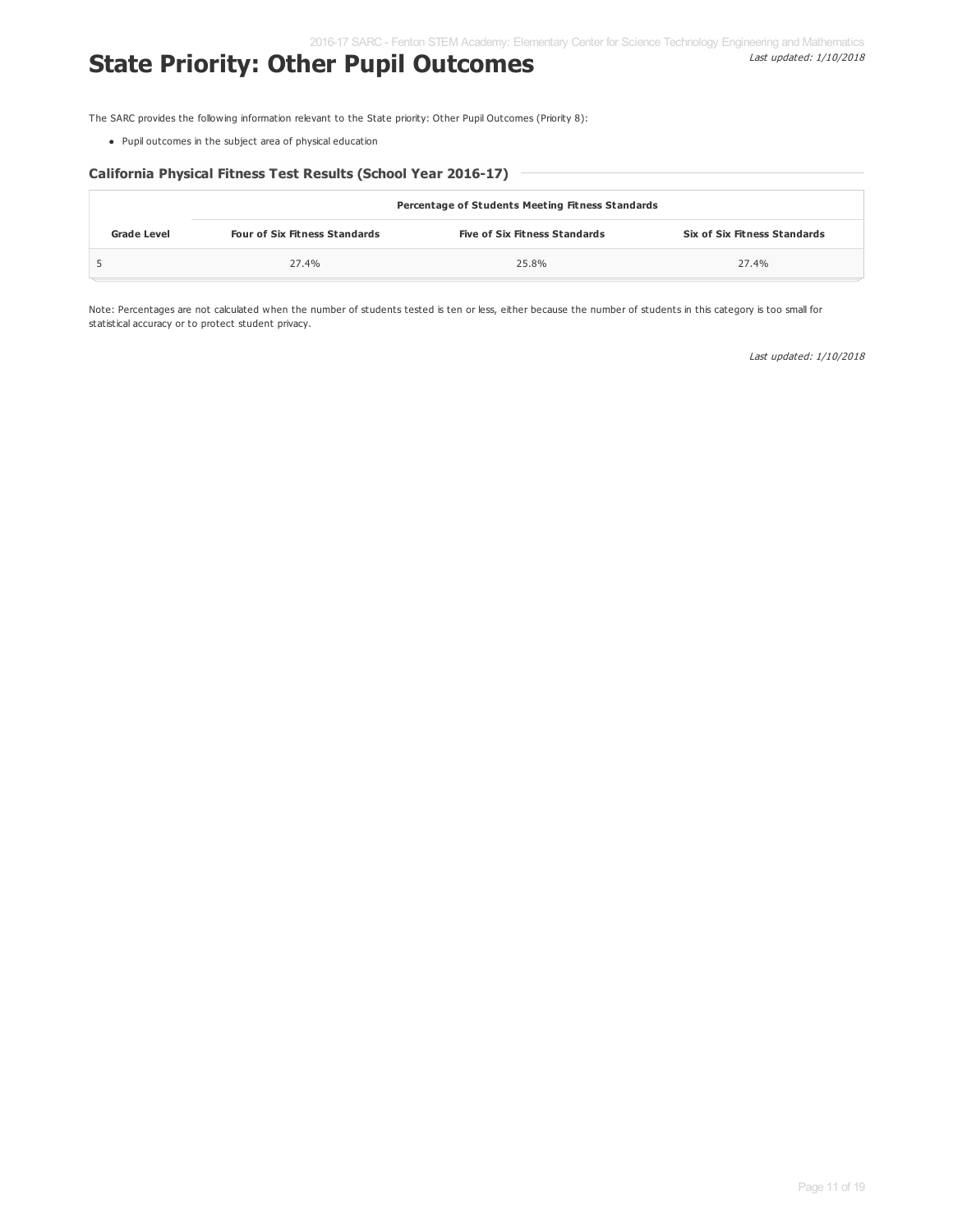# State Priority: Other Pupil Outcomes

*Last updated: 1/10/2018*

The SARC provides the following information relevant to the State priority: Other Pupil Outcomes (Priority 8):

- Pupil outcomes in the subject area of physical education

### California Physical Fitness Test Results (School Year 2016-17)

| | Percentage of Students Meeting Fitness Standards | | |
|---|---|---|---|
| **Grade Level** | **Four of Six Fitness Standards** | **Five of Six Fitness Standards** | **Six of Six Fitness Standards** |
| 5 | 27.4% | 25.8% | 27.4% |

Note: Percentages are not calculated when the number of students tested is ten or less, either because the number of students in this category is too small for statistical accuracy or to protect student privacy.

*Last updated: 1/10/2018*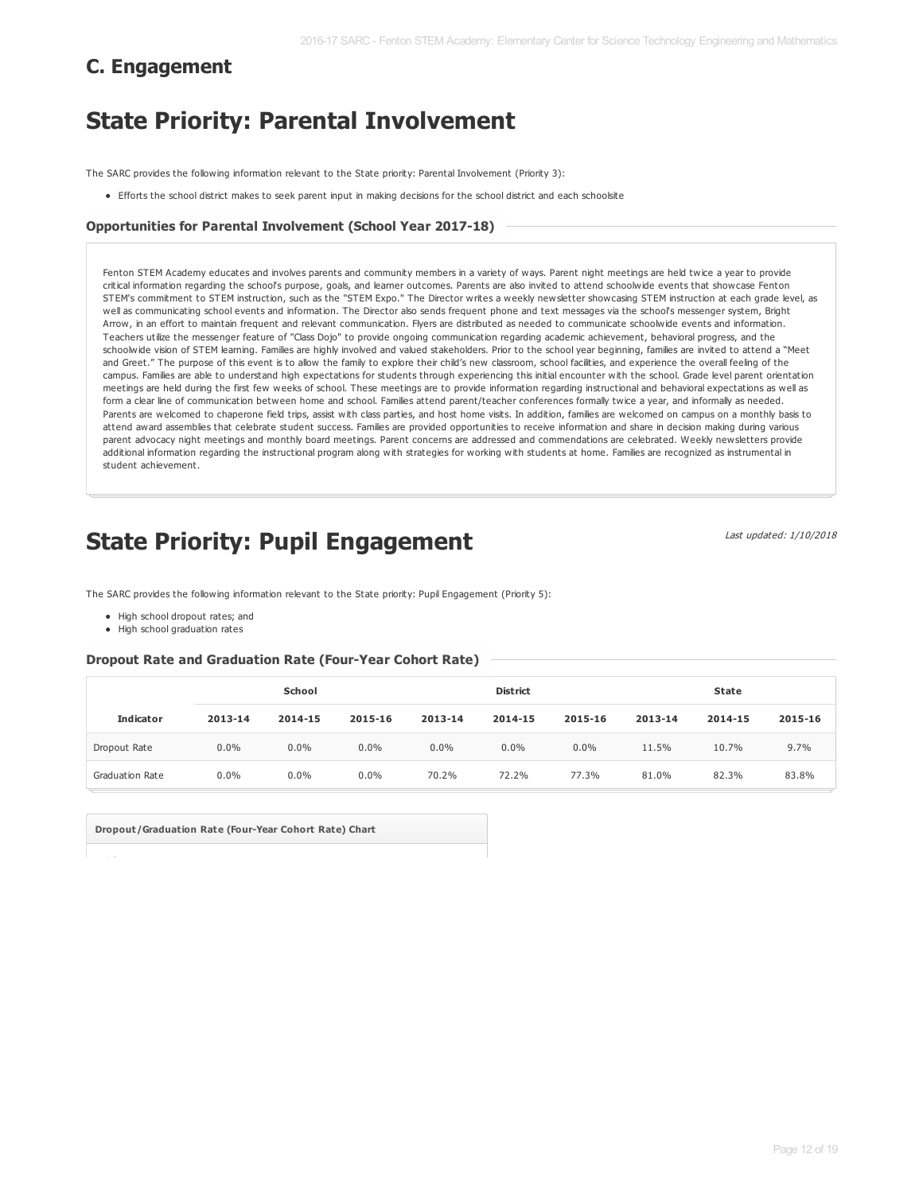## C. Engagement

# State Priority: Parental Involvement

The SARC provides the following information relevant to the State priority: Parental Involvement (Priority 3):

- Efforts the school district makes to seek parent input in making decisions for the school district and each schoolsite

### Opportunities for Parental Involvement (School Year 2017-18)

Fenton STEM Academy educates and involves parents and community members in a variety of ways. Parent night meetings are held twice a year to provide critical information regarding the school's purpose, goals, and learner outcomes. Parents are also invited to attend schoolwide events that showcase Fenton STEM's commitment to STEM instruction, such as the "STEM Expo." The Director writes a weekly newsletter showcasing STEM instruction at each grade level, as well as communicating school events and information. The Director also sends frequent phone and text messages via the school's messenger system, Bright Arrow, in an effort to maintain frequent and relevant communication. Flyers are distributed as needed to communicate schoolwide events and information. Teachers utilize the messenger feature of "Class Dojo" to provide ongoing communication regarding academic achievement, behavioral progress, and the schoolwide vision of STEM learning. Families are highly involved and valued stakeholders. Prior to the school year beginning, families are invited to attend a "Meet and Greet." The purpose of this event is to allow the family to explore their child's new classroom, school facilities, and experience the overall feeling of the campus. Families are able to understand high expectations for students through experiencing this initial encounter with the school. Grade level parent orientation meetings are held during the first few weeks of school. These meetings are to provide information regarding instructional and behavioral expectations as well as form a clear line of communication between home and school. Families attend parent/teacher conferences formally twice a year, and informally as needed. Parents are welcomed to chaperone field trips, assist with class parties, and host home visits. In addition, families are welcomed on campus on a monthly basis to attend award assemblies that celebrate student success. Families are provided opportunities to receive information and share in decision making during various parent advocacy night meetings and monthly board meetings. Parent concerns are addressed and commendations are celebrated. Weekly newsletters provide additional information regarding the instructional program along with strategies for working with students at home. Families are recognized as instrumental in student achievement.

# State Priority: Pupil Engagement

*Last updated: 1/10/2018*

The SARC provides the following information relevant to the State priority: Pupil Engagement (Priority 5):

- High school dropout rates; and
- High school graduation rates

### Dropout Rate and Graduation Rate (Four-Year Cohort Rate)

| | School | | | District | | | State | | |
|---|---|---|---|---|---|---|---|---|---|
| **Indicator** | **2013-14** | **2014-15** | **2015-16** | **2013-14** | **2014-15** | **2015-16** | **2013-14** | **2014-15** | **2015-16** |
| Dropout Rate | 0.0% | 0.0% | 0.0% | 0.0% | 0.0% | 0.0% | 11.5% | 10.7% | 9.7% |
| Graduation Rate | 0.0% | 0.0% | 0.0% | 70.2% | 72.2% | 77.3% | 81.0% | 82.3% | 83.8% |

**Dropout/Graduation Rate (Four-Year Cohort Rate) Chart**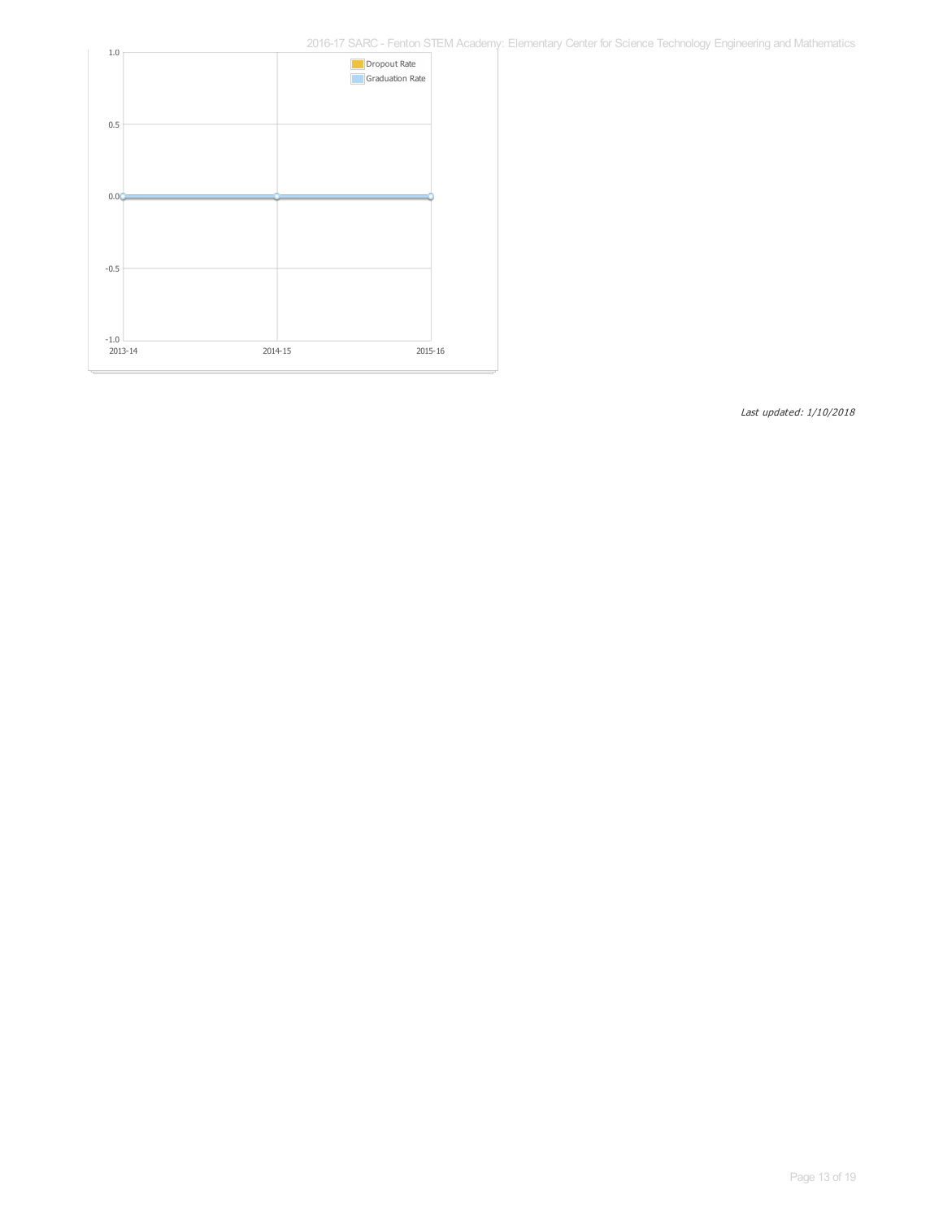*Last updated: 1/10/2018*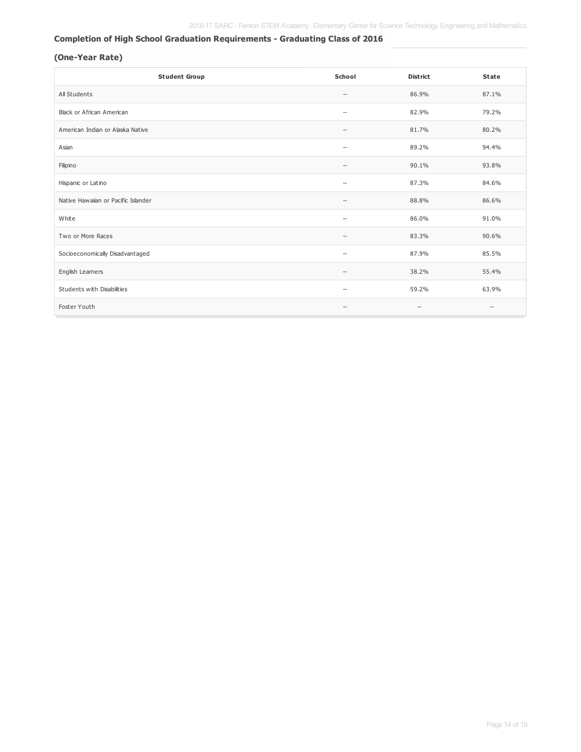## Completion of High School Graduation Requirements - Graduating Class of 2016

### (One-Year Rate)

| Student Group | School | District | State |
|---|---|---|---|
| All Students | -- | 86.9% | 87.1% |
| Black or African American | -- | 82.9% | 79.2% |
| American Indian or Alaska Native | -- | 81.7% | 80.2% |
| Asian | -- | 89.2% | 94.4% |
| Filipino | -- | 90.1% | 93.8% |
| Hispanic or Latino | -- | 87.3% | 84.6% |
| Native Hawaiian or Pacific Islander | -- | 88.8% | 86.6% |
| White | -- | 86.0% | 91.0% |
| Two or More Races | -- | 83.3% | 90.6% |
| Socioeconomically Disadvantaged | -- | 87.9% | 85.5% |
| English Learners | -- | 38.2% | 55.4% |
| Students with Disabilities | -- | 59.2% | 63.9% |
| Foster Youth | -- | -- | -- |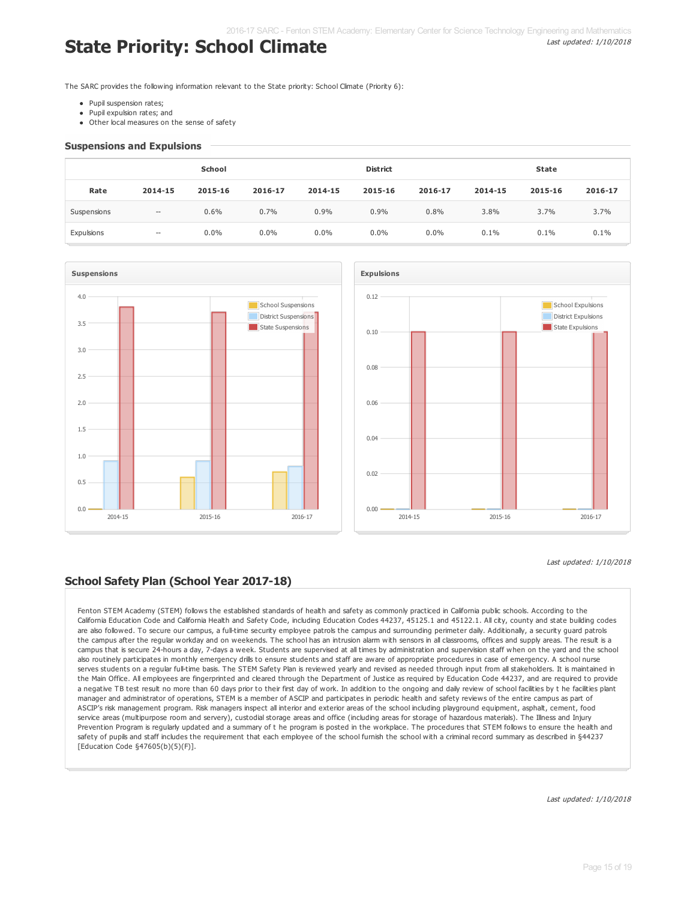# State Priority: School Climate

*Last updated: 1/10/2018*

The SARC provides the following information relevant to the State priority: School Climate (Priority 6):

- Pupil suspension rates;
- Pupil expulsion rates; and
- Other local measures on the sense of safety

## Suspensions and Expulsions

| | School | | | District | | | State | | |
|---|---|---|---|---|---|---|---|---|---|
| Rate | 2014-15 | 2015-16 | 2016-17 | 2014-15 | 2015-16 | 2016-17 | 2014-15 | 2015-16 | 2016-17 |
| Suspensions | -- | 0.6% | 0.7% | 0.9% | 0.9% | 0.8% | 3.8% | 3.7% | 3.7% |
| Expulsions | -- | 0.0% | 0.0% | 0.0% | 0.0% | 0.0% | 0.1% | 0.1% | 0.1% |

*Last updated: 1/10/2018*

## School Safety Plan (School Year 2017-18)

Fenton STEM Academy (STEM) follows the established standards of health and safety as commonly practiced in California public schools. According to the California Education Code and California Health and Safety Code, including Education Codes 44237, 45125.1 and 45122.1. All city, county and state building codes are also followed. To secure our campus, a full-time security employee patrols the campus and surrounding perimeter daily. Additionally, a security guard patrols the campus after the regular workday and on weekends. The school has an intrusion alarm with sensors in all classrooms, offices and supply areas. The result is a campus that is secure 24-hours a day, 7-days a week. Students are supervised at all times by administration and supervision staff when on the yard and the school also routinely participates in monthly emergency drills to ensure students and staff are aware of appropriate procedures in case of emergency. A school nurse serves students on a regular full-time basis. The STEM Safety Plan is reviewed yearly and revised as needed through input from all stakeholders. It is maintained in the Main Office. All employees are fingerprinted and cleared through the Department of Justice as required by Education Code 44237, and are required to provide a negative TB test result no more than 60 days prior to their first day of work. In addition to the ongoing and daily review of school facilities by t he facilities plant manager and administrator of operations, STEM is a member of ASCIP and participates in periodic health and safety reviews of the entire campus as part of ASCIP's risk management program. Risk managers inspect all interior and exterior areas of the school including playground equipment, asphalt, cement, food service areas (multipurpose room and servery), custodial storage areas and office (including areas for storage of hazardous materials). The Illness and Injury Prevention Program is regularly updated and a summary of t he program is posted in the workplace. The procedures that STEM follows to ensure the health and safety of pupils and staff includes the requirement that each employee of the school furnish the school with a criminal record summary as described in §44237 [Education Code §47605(b)(5)(F)].

*Last updated: 1/10/2018*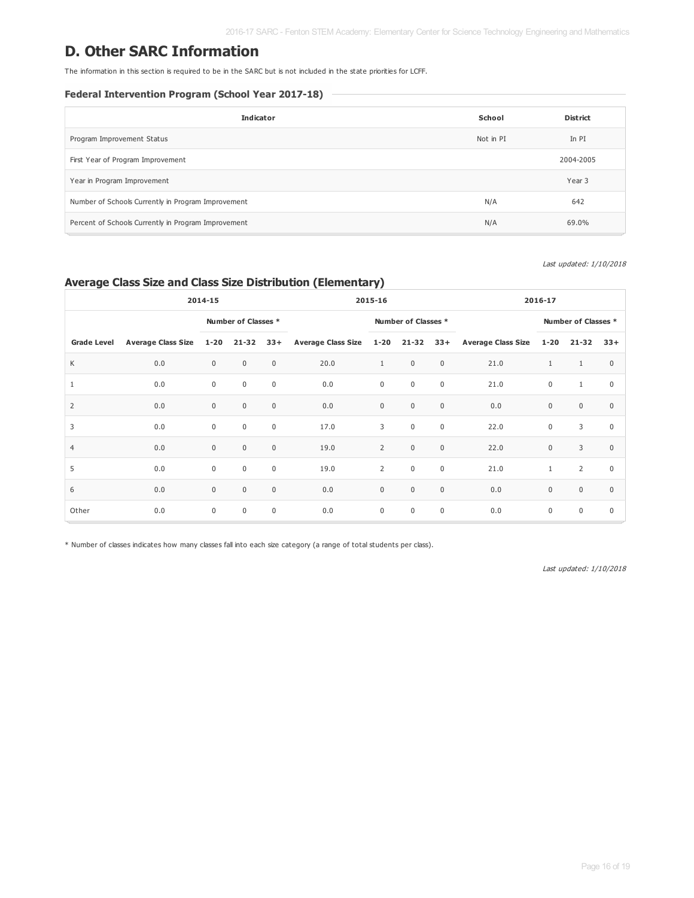# D. Other SARC Information

The information in this section is required to be in the SARC but is not included in the state priorities for LCFF.

### Federal Intervention Program (School Year 2017-18)

| Indicator | School | District |
|---|---|---|
| Program Improvement Status | Not in PI | In PI |
| First Year of Program Improvement | | 2004-2005 |
| Year in Program Improvement | | Year 3 |
| Number of Schools Currently in Program Improvement | N/A | 642 |
| Percent of Schools Currently in Program Improvement | N/A | 69.0% |

*Last updated: 1/10/2018*

### Average Class Size and Class Size Distribution (Elementary)

| | 2014-15 | | | | 2015-16 | | | | 2016-17 | | | |
|---|---|---|---|---|---|---|---|---|---|---|---|---|
| | | Number of Classes * | | | | Number of Classes * | | | | Number of Classes * | | |
| Grade Level | Average Class Size | 1-20 | 21-32 | 33+ | Average Class Size | 1-20 | 21-32 | 33+ | Average Class Size | 1-20 | 21-32 | 33+ |
| K | 0.0 | 0 | 0 | 0 | 20.0 | 1 | 0 | 0 | 21.0 | 1 | 1 | 0 |
| 1 | 0.0 | 0 | 0 | 0 | 0.0 | 0 | 0 | 0 | 21.0 | 0 | 1 | 0 |
| 2 | 0.0 | 0 | 0 | 0 | 0.0 | 0 | 0 | 0 | 0.0 | 0 | 0 | 0 |
| 3 | 0.0 | 0 | 0 | 0 | 17.0 | 3 | 0 | 0 | 22.0 | 0 | 3 | 0 |
| 4 | 0.0 | 0 | 0 | 0 | 19.0 | 2 | 0 | 0 | 22.0 | 0 | 3 | 0 |
| 5 | 0.0 | 0 | 0 | 0 | 19.0 | 2 | 0 | 0 | 21.0 | 1 | 2 | 0 |
| 6 | 0.0 | 0 | 0 | 0 | 0.0 | 0 | 0 | 0 | 0.0 | 0 | 0 | 0 |
| Other | 0.0 | 0 | 0 | 0 | 0.0 | 0 | 0 | 0 | 0.0 | 0 | 0 | 0 |

* Number of classes indicates how many classes fall into each size category (a range of total students per class).

*Last updated: 1/10/2018*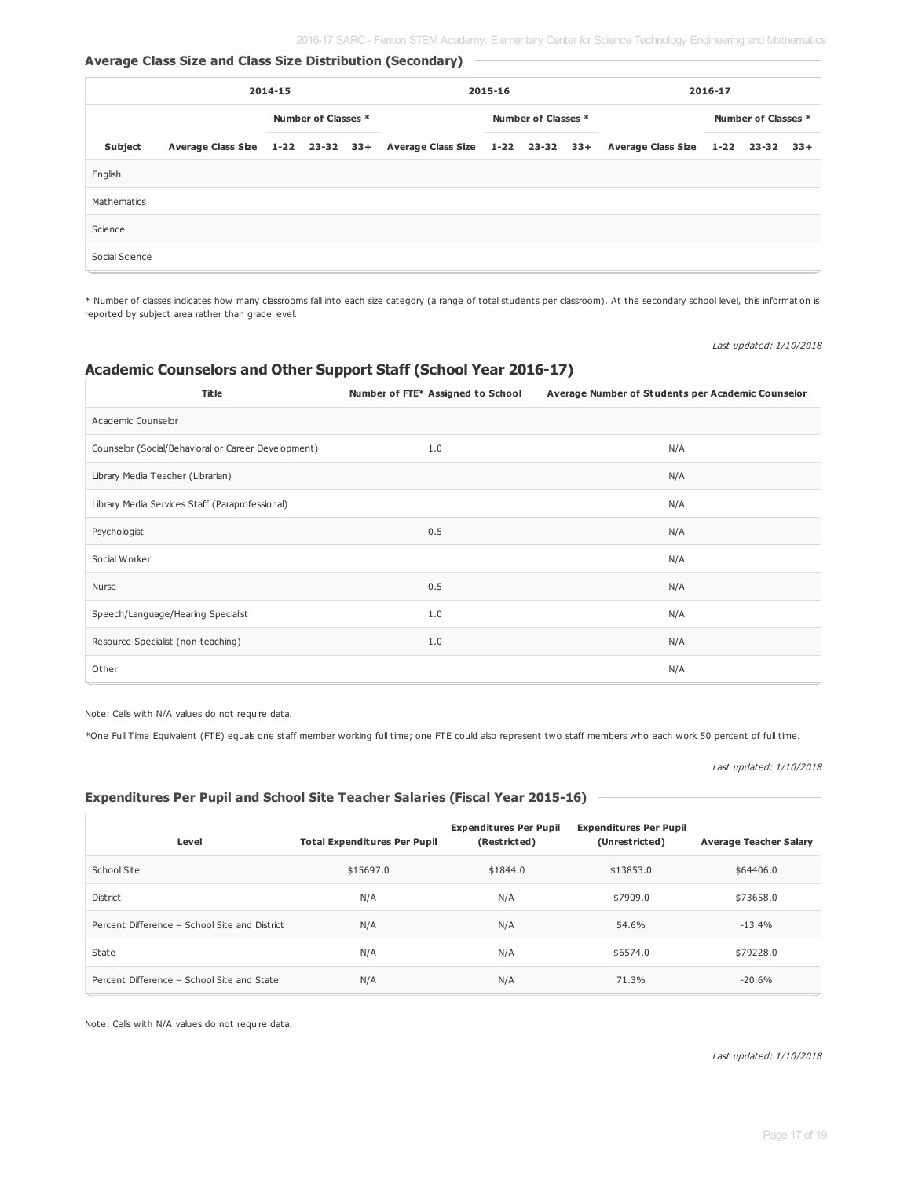### Average Class Size and Class Size Distribution (Secondary)

| | 2014-15 | | | | 2015-16 | | | | 2016-17 | | | |
|---|---|---|---|---|---|---|---|---|---|---|---|---|
| | | Number of Classes * | | | | Number of Classes * | | | | Number of Classes * | | |
| Subject | Average Class Size | 1-22 | 23-32 | 33+ | Average Class Size | 1-22 | 23-32 | 33+ | Average Class Size | 1-22 | 23-32 | 33+ |
| English | | | | | | | | | | | | |
| Mathematics | | | | | | | | | | | | |
| Science | | | | | | | | | | | | |
| Social Science | | | | | | | | | | | | |

* Number of classes indicates how many classrooms fall into each size category (a range of total students per classroom). At the secondary school level, this information is reported by subject area rather than grade level.

*Last updated: 1/10/2018*

## Academic Counselors and Other Support Staff (School Year 2016-17)

| Title | Number of FTE* Assigned to School | Average Number of Students per Academic Counselor |
|---|---|---|
| Academic Counselor | | |
| Counselor (Social/Behavioral or Career Development) | 1.0 | N/A |
| Library Media Teacher (Librarian) | | N/A |
| Library Media Services Staff (Paraprofessional) | | N/A |
| Psychologist | 0.5 | N/A |
| Social Worker | | N/A |
| Nurse | 0.5 | N/A |
| Speech/Language/Hearing Specialist | 1.0 | N/A |
| Resource Specialist (non-teaching) | 1.0 | N/A |
| Other | | N/A |

Note: Cells with N/A values do not require data.

*One Full Time Equivalent (FTE) equals one staff member working full time; one FTE could also represent two staff members who each work 50 percent of full time.

*Last updated: 1/10/2018*

### Expenditures Per Pupil and School Site Teacher Salaries (Fiscal Year 2015-16)

| Level | Total Expenditures Per Pupil | Expenditures Per Pupil (Restricted) | Expenditures Per Pupil (Unrestricted) | Average Teacher Salary |
|---|---|---|---|---|
| School Site | $15697.0 | $1844.0 | $13853.0 | $64406.0 |
| District | N/A | N/A | $7909.0 | $73658.0 |
| Percent Difference – School Site and District | N/A | N/A | 54.6% | -13.4% |
| State | N/A | N/A | $6574.0 | $79228.0 |
| Percent Difference – School Site and State | N/A | N/A | 71.3% | -20.6% |

Note: Cells with N/A values do not require data.

*Last updated: 1/10/2018*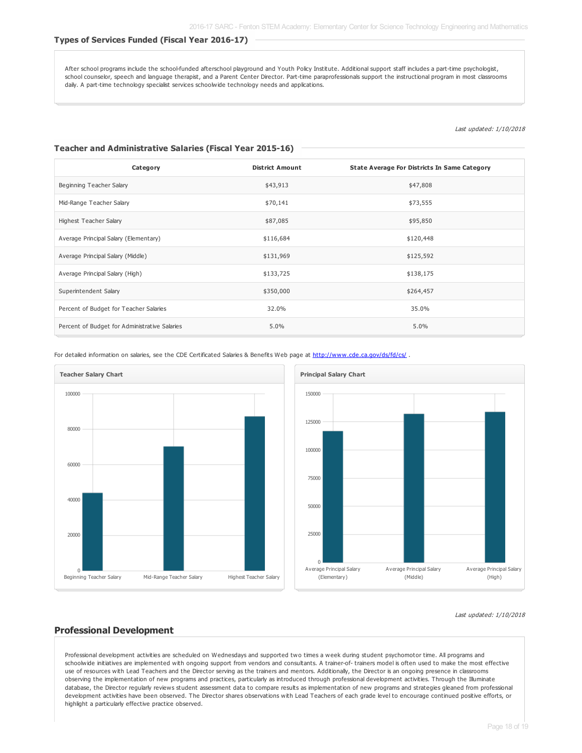### Types of Services Funded (Fiscal Year 2016-17)

After school programs include the school-funded afterschool playground and Youth Policy Institute. Additional support staff includes a part-time psychologist, school counselor, speech and language therapist, and a Parent Center Director. Part-time paraprofessionals support the instructional program in most classrooms daily. A part-time technology specialist services schoolwide technology needs and applications.

*Last updated: 1/10/2018*

### Teacher and Administrative Salaries (Fiscal Year 2015-16)

| Category | District Amount | State Average For Districts In Same Category |
|---|---|---|
| Beginning Teacher Salary | $43,913 | $47,808 |
| Mid-Range Teacher Salary | $70,141 | $73,555 |
| Highest Teacher Salary | $87,085 | $95,850 |
| Average Principal Salary (Elementary) | $116,684 | $120,448 |
| Average Principal Salary (Middle) | $131,969 | $125,592 |
| Average Principal Salary (High) | $133,725 | $138,175 |
| Superintendent Salary | $350,000 | $264,457 |
| Percent of Budget for Teacher Salaries | 32.0% | 35.0% |
| Percent of Budget for Administrative Salaries | 5.0% | 5.0% |

For detailed information on salaries, see the CDE Certificated Salaries & Benefits Web page at http://www.cde.ca.gov/ds/fd/cs/ .

**Teacher Salary Chart**

**Principal Salary Chart**

*Last updated: 1/10/2018*

## Professional Development

Professional development activities are scheduled on Wednesdays and supported two times a week during student psychomotor time. All programs and schoolwide initiatives are implemented with ongoing support from vendors and consultants. A trainer-of- trainers model is often used to make the most effective use of resources with Lead Teachers and the Director serving as the trainers and mentors. Additionally, the Director is an ongoing presence in classrooms observing the implementation of new programs and practices, particularly as introduced through professional development activities. Through the Illuminate database, the Director regularly reviews student assessment data to compare results as implementation of new programs and strategies gleaned from professional development activities have been observed. The Director shares observations with Lead Teachers of each grade level to encourage continued positive efforts, or highlight a particularly effective practice observed.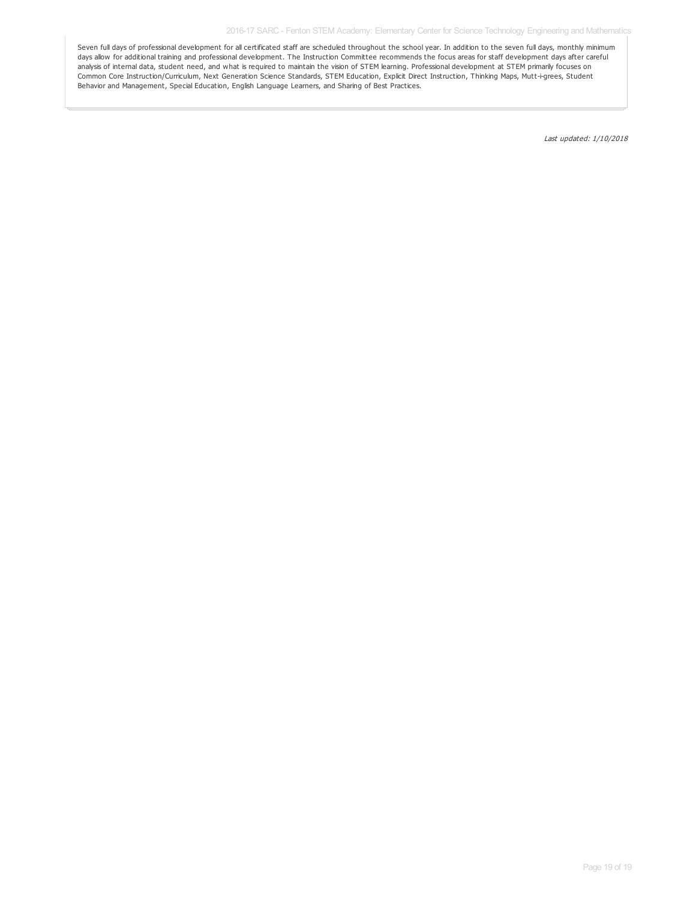Seven full days of professional development for all certificated staff are scheduled throughout the school year. In addition to the seven full days, monthly minimum days allow for additional training and professional development. The Instruction Committee recommends the focus areas for staff development days after careful analysis of internal data, student need, and what is required to maintain the vision of STEM learning. Professional development at STEM primarily focuses on Common Core Instruction/Curriculum, Next Generation Science Standards, STEM Education, Explicit Direct Instruction, Thinking Maps, Mutt-i-grees, Student Behavior and Management, Special Education, English Language Learners, and Sharing of Best Practices.

*Last updated: 1/10/2018*